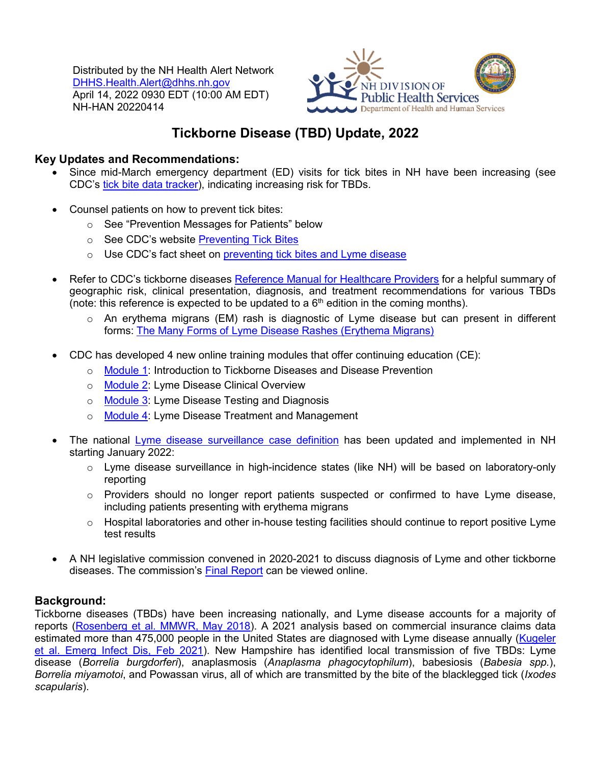Distributed by the NH Health Alert Network
DHHS.Health.Alert@dhhs.nh.gov
April 14, 2022 0930 EDT (10:00 AM EDT)
NH-HAN 20220414

NH DIVISION OF Public Health Services
Department of Health and Human Services

# Tickborne Disease (TBD) Update, 2022

## Key Updates and Recommendations:

- Since mid-March emergency department (ED) visits for tick bites in NH have been increasing (see CDC's tick bite data tracker), indicating increasing risk for TBDs.

- Counsel patients on how to prevent tick bites:
  - See "Prevention Messages for Patients" below
  - See CDC's website Preventing Tick Bites
  - Use CDC's fact sheet on preventing tick bites and Lyme disease

- Refer to CDC's tickborne diseases Reference Manual for Healthcare Providers for a helpful summary of geographic risk, clinical presentation, diagnosis, and treatment recommendations for various TBDs (note: this reference is expected to be updated to a 6th edition in the coming months).
  - An erythema migrans (EM) rash is diagnostic of Lyme disease but can present in different forms: The Many Forms of Lyme Disease Rashes (Erythema Migrans)

- CDC has developed 4 new online training modules that offer continuing education (CE):
  - Module 1: Introduction to Tickborne Diseases and Disease Prevention
  - Module 2: Lyme Disease Clinical Overview
  - Module 3: Lyme Disease Testing and Diagnosis
  - Module 4: Lyme Disease Treatment and Management

- The national Lyme disease surveillance case definition has been updated and implemented in NH starting January 2022:
  - Lyme disease surveillance in high-incidence states (like NH) will be based on laboratory-only reporting
  - Providers should no longer report patients suspected or confirmed to have Lyme disease, including patients presenting with erythema migrans
  - Hospital laboratories and other in-house testing facilities should continue to report positive Lyme test results

- A NH legislative commission convened in 2020-2021 to discuss diagnosis of Lyme and other tickborne diseases. The commission's Final Report can be viewed online.

## Background:

Tickborne diseases (TBDs) have been increasing nationally, and Lyme disease accounts for a majority of reports (Rosenberg et al. MMWR, May 2018). A 2021 analysis based on commercial insurance claims data estimated more than 475,000 people in the United States are diagnosed with Lyme disease annually (Kugeler et al. Emerg Infect Dis, Feb 2021). New Hampshire has identified local transmission of five TBDs: Lyme disease (*Borrelia burgdorferi*), anaplasmosis (*Anaplasma phagocytophilum*), babesiosis (*Babesia spp.*), *Borrelia miyamotoi*, and Powassan virus, all of which are transmitted by the bite of the blacklegged tick (*Ixodes scapularis*).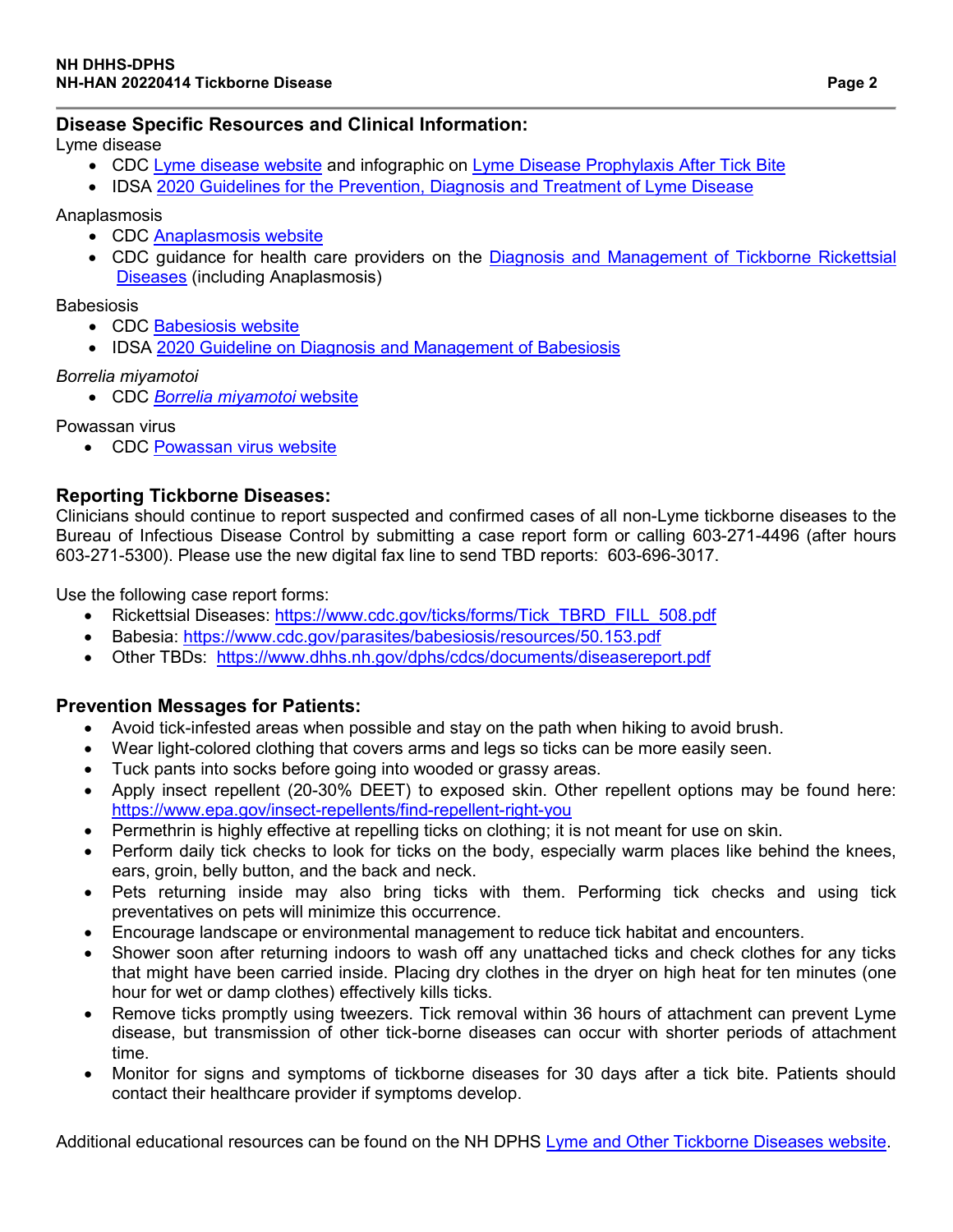## Disease Specific Resources and Clinical Information:

Lyme disease

- CDC Lyme disease website and infographic on Lyme Disease Prophylaxis After Tick Bite
- IDSA 2020 Guidelines for the Prevention, Diagnosis and Treatment of Lyme Disease

Anaplasmosis

- CDC Anaplasmosis website
- CDC guidance for health care providers on the Diagnosis and Management of Tickborne Rickettsial Diseases (including Anaplasmosis)

Babesiosis

- CDC Babesiosis website
- IDSA 2020 Guideline on Diagnosis and Management of Babesiosis

*Borrelia miyamotoi*

- CDC *Borrelia miyamotoi* website

Powassan virus

- CDC Powassan virus website

## Reporting Tickborne Diseases:

Clinicians should continue to report suspected and confirmed cases of all non-Lyme tickborne diseases to the Bureau of Infectious Disease Control by submitting a case report form or calling 603-271-4496 (after hours 603-271-5300). Please use the new digital fax line to send TBD reports: 603-696-3017.

Use the following case report forms:

- Rickettsial Diseases: https://www.cdc.gov/ticks/forms/Tick_TBRD_FILL_508.pdf
- Babesia: https://www.cdc.gov/parasites/babesiosis/resources/50.153.pdf
- Other TBDs: https://www.dhhs.nh.gov/dphs/cdcs/documents/diseasereport.pdf

## Prevention Messages for Patients:

- Avoid tick-infested areas when possible and stay on the path when hiking to avoid brush.
- Wear light-colored clothing that covers arms and legs so ticks can be more easily seen.
- Tuck pants into socks before going into wooded or grassy areas.
- Apply insect repellent (20-30% DEET) to exposed skin. Other repellent options may be found here: https://www.epa.gov/insect-repellents/find-repellent-right-you
- Permethrin is highly effective at repelling ticks on clothing; it is not meant for use on skin.
- Perform daily tick checks to look for ticks on the body, especially warm places like behind the knees, ears, groin, belly button, and the back and neck.
- Pets returning inside may also bring ticks with them. Performing tick checks and using tick preventatives on pets will minimize this occurrence.
- Encourage landscape or environmental management to reduce tick habitat and encounters.
- Shower soon after returning indoors to wash off any unattached ticks and check clothes for any ticks that might have been carried inside. Placing dry clothes in the dryer on high heat for ten minutes (one hour for wet or damp clothes) effectively kills ticks.
- Remove ticks promptly using tweezers. Tick removal within 36 hours of attachment can prevent Lyme disease, but transmission of other tick-borne diseases can occur with shorter periods of attachment time.
- Monitor for signs and symptoms of tickborne diseases for 30 days after a tick bite. Patients should contact their healthcare provider if symptoms develop.

Additional educational resources can be found on the NH DPHS Lyme and Other Tickborne Diseases website.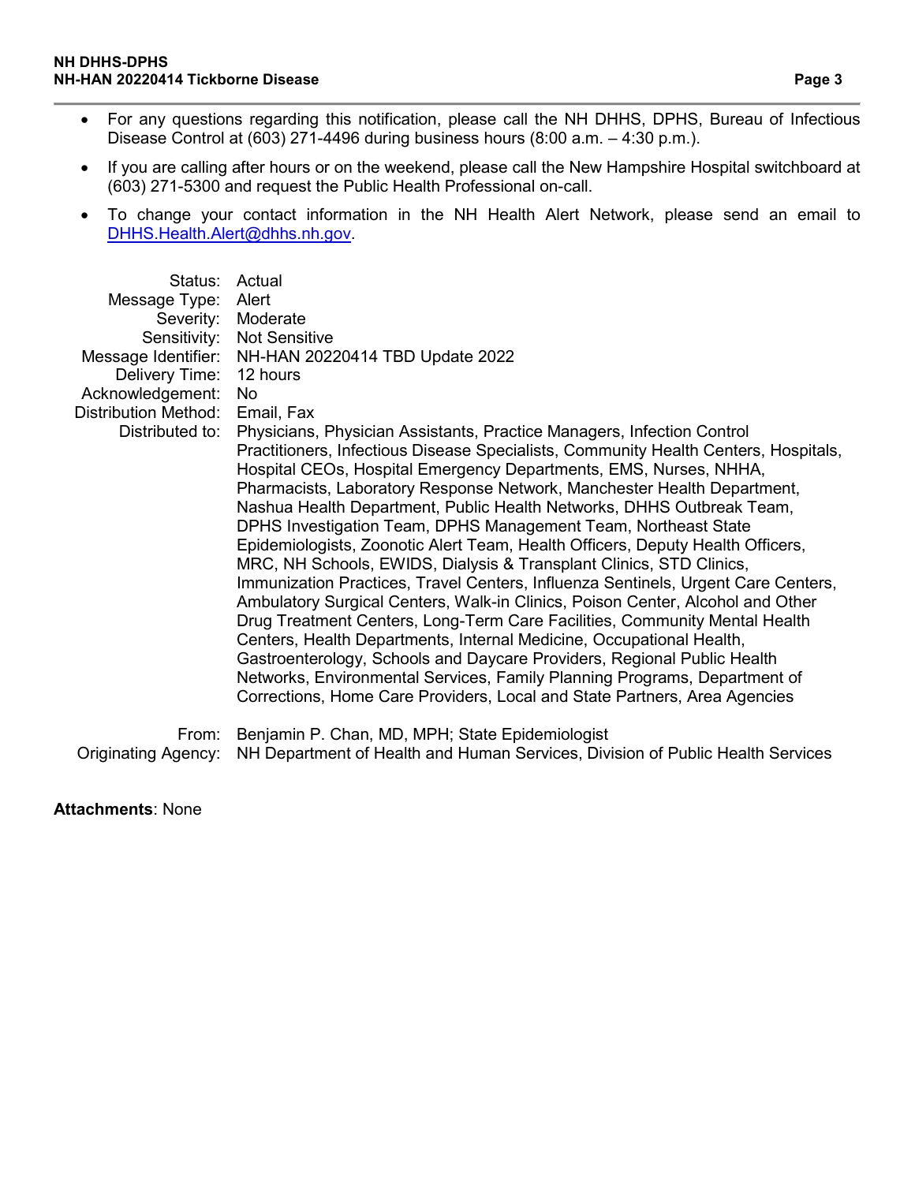- For any questions regarding this notification, please call the NH DHHS, DPHS, Bureau of Infectious Disease Control at (603) 271-4496 during business hours (8:00 a.m. – 4:30 p.m.).
- If you are calling after hours or on the weekend, please call the New Hampshire Hospital switchboard at (603) 271-5300 and request the Public Health Professional on-call.
- To change your contact information in the NH Health Alert Network, please send an email to DHHS.Health.Alert@dhhs.nh.gov.

| | |
|---|---|
| Status: | Actual |
| Message Type: | Alert |
| Severity: | Moderate |
| Sensitivity: | Not Sensitive |
| Message Identifier: | NH-HAN 20220414 TBD Update 2022 |
| Delivery Time: | 12 hours |
| Acknowledgement: | No |
| Distribution Method: | Email, Fax |
| Distributed to: | Physicians, Physician Assistants, Practice Managers, Infection Control Practitioners, Infectious Disease Specialists, Community Health Centers, Hospitals, Hospital CEOs, Hospital Emergency Departments, EMS, Nurses, NHHA, Pharmacists, Laboratory Response Network, Manchester Health Department, Nashua Health Department, Public Health Networks, DHHS Outbreak Team, DPHS Investigation Team, DPHS Management Team, Northeast State Epidemiologists, Zoonotic Alert Team, Health Officers, Deputy Health Officers, MRC, NH Schools, EWIDS, Dialysis & Transplant Clinics, STD Clinics, Immunization Practices, Travel Centers, Influenza Sentinels, Urgent Care Centers, Ambulatory Surgical Centers, Walk-in Clinics, Poison Center, Alcohol and Other Drug Treatment Centers, Long-Term Care Facilities, Community Mental Health Centers, Health Departments, Internal Medicine, Occupational Health, Gastroenterology, Schools and Daycare Providers, Regional Public Health Networks, Environmental Services, Family Planning Programs, Department of Corrections, Home Care Providers, Local and State Partners, Area Agencies |
| From: | Benjamin P. Chan, MD, MPH; State Epidemiologist |
| Originating Agency: | NH Department of Health and Human Services, Division of Public Health Services |

**Attachments**: None